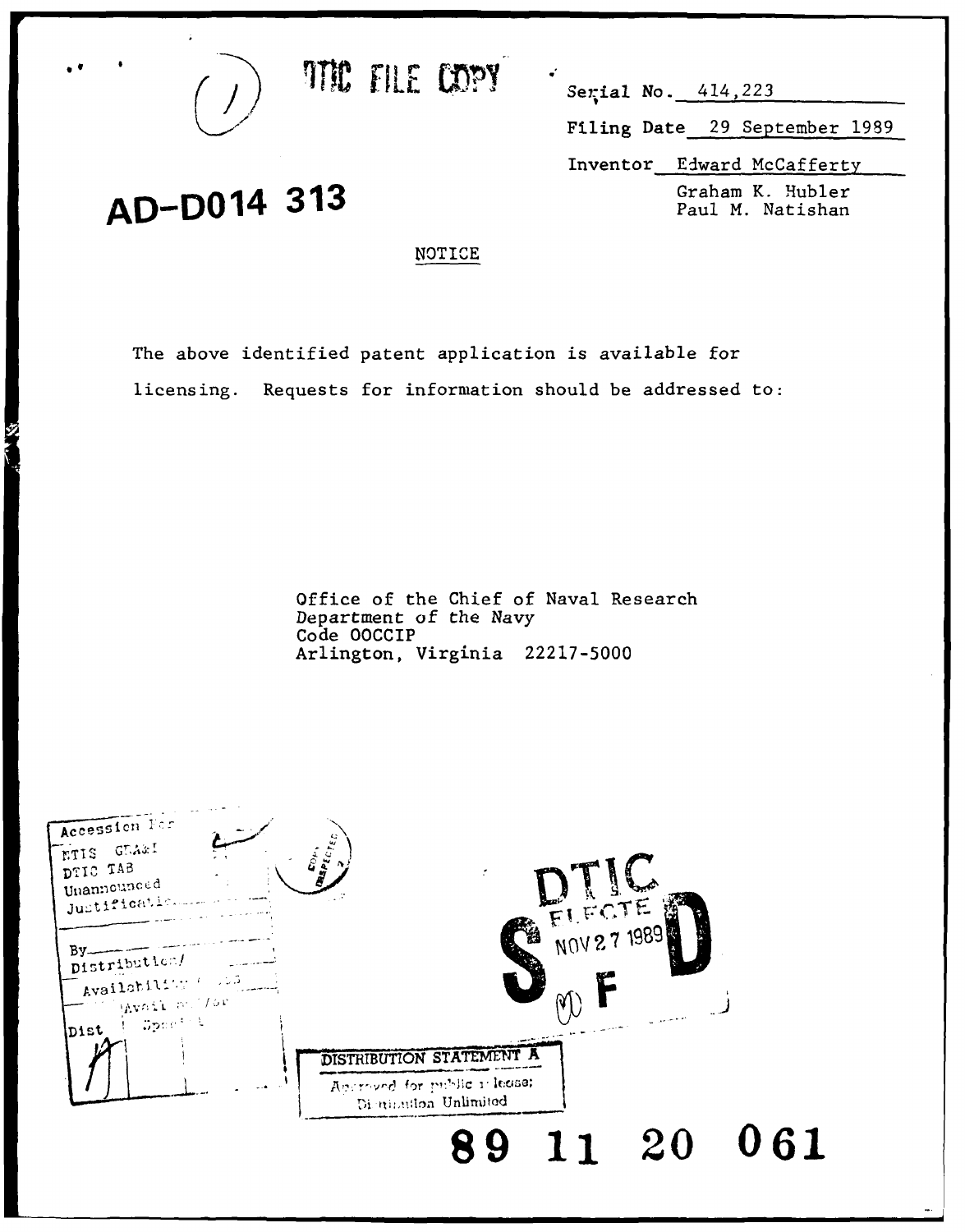DTIC FILE COPY

Serial No. 414,223

Filing Date 29 September 1989

Inventor Edward McCafferty
Graham K. Hubler
Paul M. Natishan

AD-D014 313

NOTICE

The above identified patent application is available for licensing. Requests for information should be addressed to:

Office of the Chief of Naval Research
Department of the Navy
Code OOCCIP
Arlington, Virginia 22217-5000

DTIC ELECTE NOV 27 1989

DISTRIBUTION STATEMENT A
Approved for public release;
Distribution Unlimited

89 11 20 061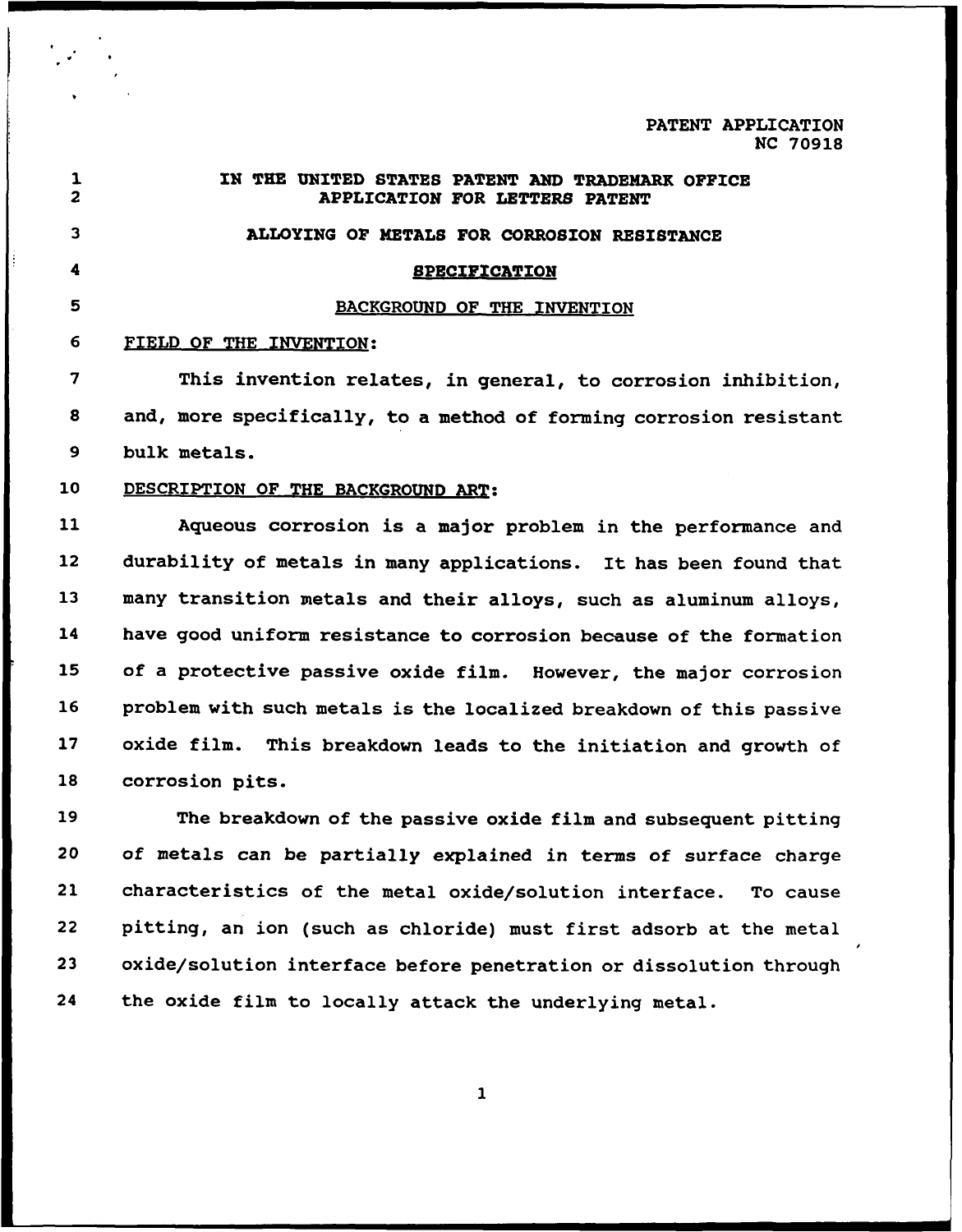PATENT APPLICATION
NC 70918

IN THE UNITED STATES PATENT AND TRADEMARK OFFICE
APPLICATION FOR LETTERS PATENT

# ALLOYING OF METALS FOR CORROSION RESISTANCE

## SPECIFICATION

### BACKGROUND OF THE INVENTION

FIELD OF THE INVENTION:

This invention relates, in general, to corrosion inhibition, and, more specifically, to a method of forming corrosion resistant bulk metals.

DESCRIPTION OF THE BACKGROUND ART:

Aqueous corrosion is a major problem in the performance and durability of metals in many applications. It has been found that many transition metals and their alloys, such as aluminum alloys, have good uniform resistance to corrosion because of the formation of a protective passive oxide film. However, the major corrosion problem with such metals is the localized breakdown of this passive oxide film. This breakdown leads to the initiation and growth of corrosion pits.

The breakdown of the passive oxide film and subsequent pitting of metals can be partially explained in terms of surface charge characteristics of the metal oxide/solution interface. To cause pitting, an ion (such as chloride) must first adsorb at the metal oxide/solution interface before penetration or dissolution through the oxide film to locally attack the underlying metal.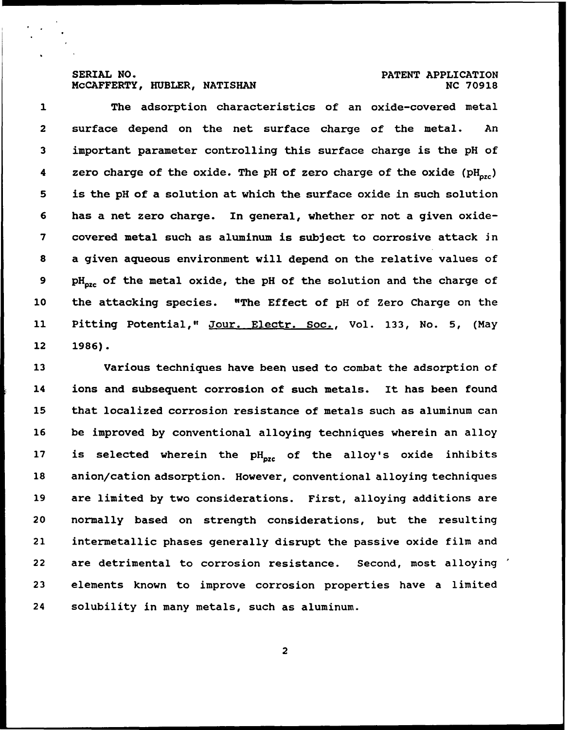The adsorption characteristics of an oxide-covered metal surface depend on the net surface charge of the metal. An important parameter controlling this surface charge is the pH of zero charge of the oxide. The pH of zero charge of the oxide ($pH_{pzc}$) is the pH of a solution at which the surface oxide in such solution has a net zero charge. In general, whether or not a given oxide-covered metal such as aluminum is subject to corrosive attack in a given aqueous environment will depend on the relative values of $pH_{pzc}$ of the metal oxide, the pH of the solution and the charge of the attacking species. "The Effect of pH of Zero Charge on the Pitting Potential," Jour. Electr. Soc., Vol. 133, No. 5, (May 1986).

Various techniques have been used to combat the adsorption of ions and subsequent corrosion of such metals. It has been found that localized corrosion resistance of metals such as aluminum can be improved by conventional alloying techniques wherein an alloy is selected wherein the $pH_{pzc}$ of the alloy's oxide inhibits anion/cation adsorption. However, conventional alloying techniques are limited by two considerations. First, alloying additions are normally based on strength considerations, but the resulting intermetallic phases generally disrupt the passive oxide film and are detrimental to corrosion resistance. Second, most alloying elements known to improve corrosion properties have a limited solubility in many metals, such as aluminum.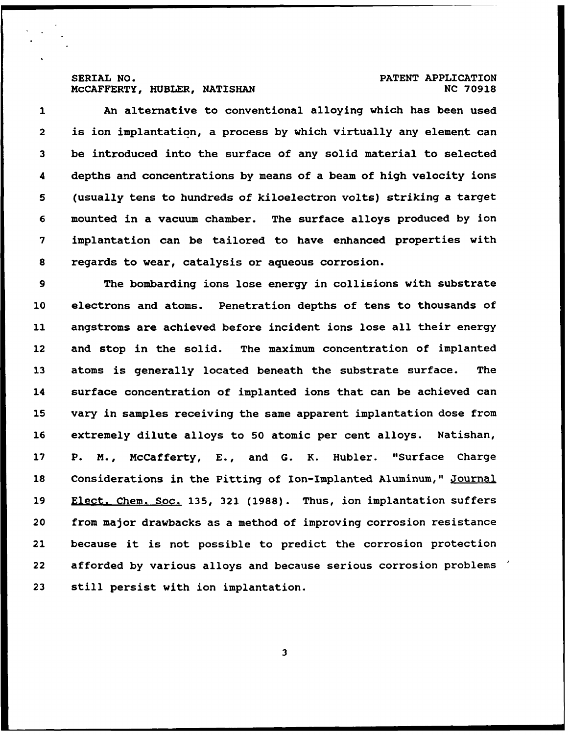An alternative to conventional alloying which has been used is ion implantation, a process by which virtually any element can be introduced into the surface of any solid material to selected depths and concentrations by means of a beam of high velocity ions (usually tens to hundreds of kiloelectron volts) striking a target mounted in a vacuum chamber. The surface alloys produced by ion implantation can be tailored to have enhanced properties with regards to wear, catalysis or aqueous corrosion.

The bombarding ions lose energy in collisions with substrate electrons and atoms. Penetration depths of tens to thousands of angstroms are achieved before incident ions lose all their energy and stop in the solid. The maximum concentration of implanted atoms is generally located beneath the substrate surface. The surface concentration of implanted ions that can be achieved can vary in samples receiving the same apparent implantation dose from extremely dilute alloys to 50 atomic per cent alloys. Natishan, P. M., McCafferty, E., and G. K. Hubler. "Surface Charge Considerations in the Pitting of Ion-Implanted Aluminum," Journal Elect. Chem. Soc. 135, 321 (1988). Thus, ion implantation suffers from major drawbacks as a method of improving corrosion resistance because it is not possible to predict the corrosion protection afforded by various alloys and because serious corrosion problems still persist with ion implantation.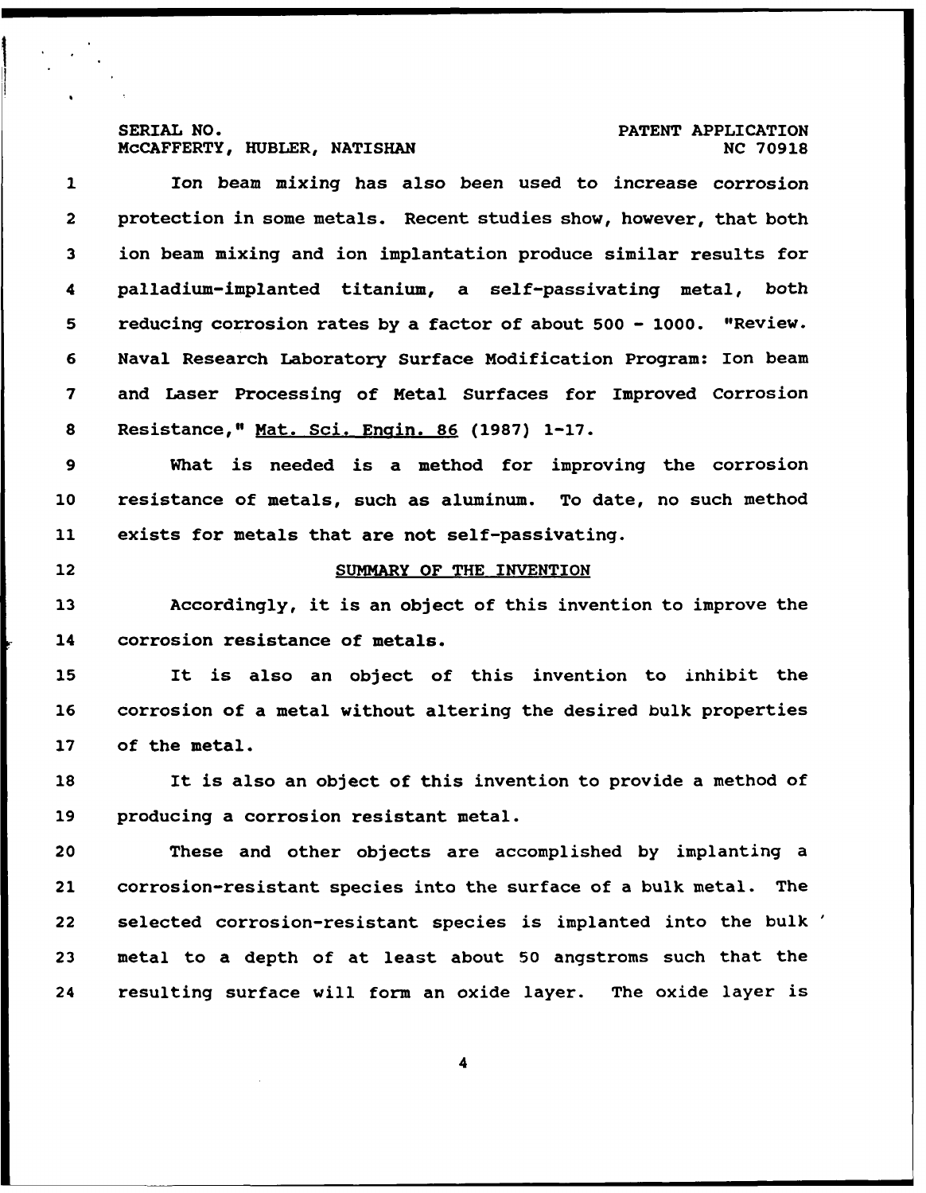Ion beam mixing has also been used to increase corrosion protection in some metals. Recent studies show, however, that both ion beam mixing and ion implantation produce similar results for palladium-implanted titanium, a self-passivating metal, both reducing corrosion rates by a factor of about 500 - 1000. "Review. Naval Research Laboratory Surface Modification Program: Ion beam and Laser Processing of Metal Surfaces for Improved Corrosion Resistance," Mat. Sci. Engin. 86 (1987) 1-17.

What is needed is a method for improving the corrosion resistance of metals, such as aluminum. To date, no such method exists for metals that are not self-passivating.

## SUMMARY OF THE INVENTION

Accordingly, it is an object of this invention to improve the corrosion resistance of metals.

It is also an object of this invention to inhibit the corrosion of a metal without altering the desired bulk properties of the metal.

It is also an object of this invention to provide a method of producing a corrosion resistant metal.

These and other objects are accomplished by implanting a corrosion-resistant species into the surface of a bulk metal. The selected corrosion-resistant species is implanted into the bulk metal to a depth of at least about 50 angstroms such that the resulting surface will form an oxide layer. The oxide layer is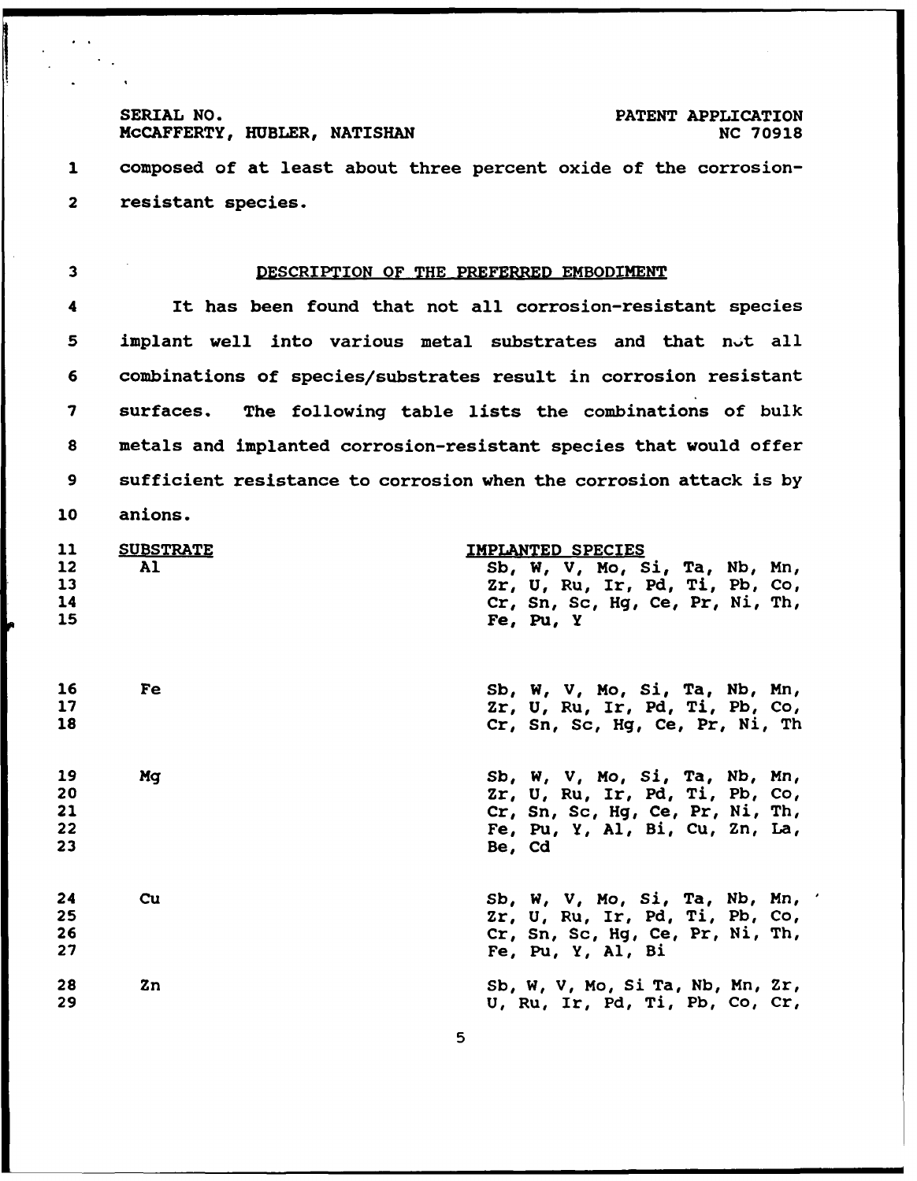composed of at least about three percent oxide of the corrosion-resistant species.

## DESCRIPTION OF THE PREFERRED EMBODIMENT

It has been found that not all corrosion-resistant species implant well into various metal substrates and that not all combinations of species/substrates result in corrosion resistant surfaces. The following table lists the combinations of bulk metals and implanted corrosion-resistant species that would offer sufficient resistance to corrosion when the corrosion attack is by anions.

| SUBSTRATE | IMPLANTED SPECIES |
|---|---|
| Al | Sb, W, V, Mo, Si, Ta, Nb, Mn, Zr, U, Ru, Ir, Pd, Ti, Pb, Co, Cr, Sn, Sc, Hg, Ce, Pr, Ni, Th, Fe, Pu, Y |
| Fe | Sb, W, V, Mo, Si, Ta, Nb, Mn, Zr, U, Ru, Ir, Pd, Ti, Pb, Co, Cr, Sn, Sc, Hg, Ce, Pr, Ni, Th |
| Mg | Sb, W, V, Mo, Si, Ta, Nb, Mn, Zr, U, Ru, Ir, Pd, Ti, Pb, Co, Cr, Sn, Sc, Hg, Ce, Pr, Ni, Th, Fe, Pu, Y, Al, Bi, Cu, Zn, La, Be, Cd |
| Cu | Sb, W, V, Mo, Si, Ta, Nb, Mn, Zr, U, Ru, Ir, Pd, Ti, Pb, Co, Cr, Sn, Sc, Hg, Ce, Pr, Ni, Th, Fe, Pu, Y, Al, Bi |
| Zn | Sb, W, V, Mo, Si Ta, Nb, Mn, Zr, U, Ru, Ir, Pd, Ti, Pb, Co, Cr, |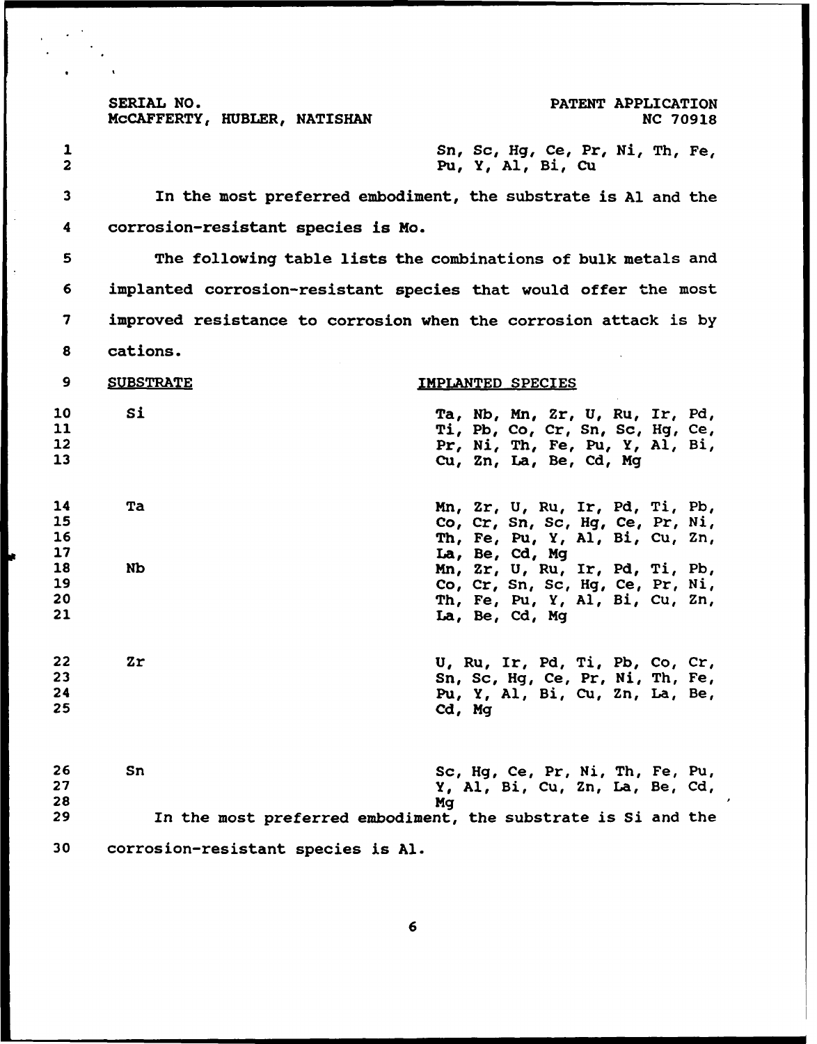Sn, Sc, Hg, Ce, Pr, Ni, Th, Fe, Pu, Y, Al, Bi, Cu

In the most preferred embodiment, the substrate is Al and the corrosion-resistant species is Mo.

The following table lists the combinations of bulk metals and implanted corrosion-resistant species that would offer the most improved resistance to corrosion when the corrosion attack is by cations.

| SUBSTRATE | IMPLANTED SPECIES |
|---|---|
| Si | Ta, Nb, Mn, Zr, U, Ru, Ir, Pd, Ti, Pb, Co, Cr, Sn, Sc, Hg, Ce, Pr, Ni, Th, Fe, Pu, Y, Al, Bi, Cu, Zn, La, Be, Cd, Mg |
| Ta | Mn, Zr, U, Ru, Ir, Pd, Ti, Pb, Co, Cr, Sn, Sc, Hg, Ce, Pr, Ni, Th, Fe, Pu, Y, Al, Bi, Cu, Zn, La, Be, Cd, Mg |
| Nb | Mn, Zr, U, Ru, Ir, Pd, Ti, Pb, Co, Cr, Sn, Sc, Hg, Ce, Pr, Ni, Th, Fe, Pu, Y, Al, Bi, Cu, Zn, La, Be, Cd, Mg |
| Zr | U, Ru, Ir, Pd, Ti, Pb, Co, Cr, Sn, Sc, Hg, Ce, Pr, Ni, Th, Fe, Pu, Y, Al, Bi, Cu, Zn, La, Be, Cd, Mg |
| Sn | Sc, Hg, Ce, Pr, Ni, Th, Fe, Pu, Y, Al, Bi, Cu, Zn, La, Be, Cd, Mg |

In the most preferred embodiment, the substrate is Si and the corrosion-resistant species is Al.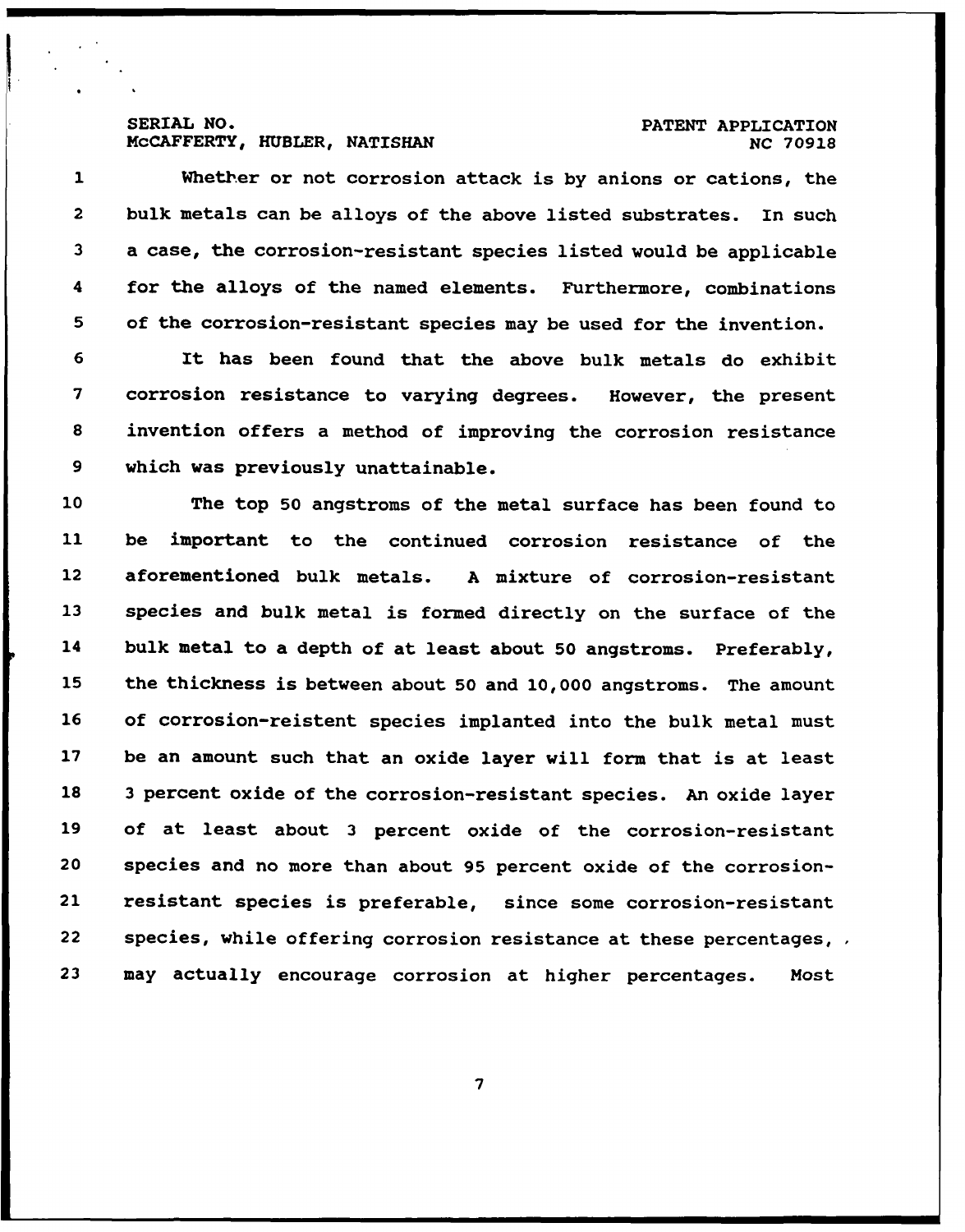Whether or not corrosion attack is by anions or cations, the bulk metals can be alloys of the above listed substrates. In such a case, the corrosion-resistant species listed would be applicable for the alloys of the named elements. Furthermore, combinations of the corrosion-resistant species may be used for the invention.

It has been found that the above bulk metals do exhibit corrosion resistance to varying degrees. However, the present invention offers a method of improving the corrosion resistance which was previously unattainable.

The top 50 angstroms of the metal surface has been found to be important to the continued corrosion resistance of the aforementioned bulk metals. A mixture of corrosion-resistant species and bulk metal is formed directly on the surface of the bulk metal to a depth of at least about 50 angstroms. Preferably, the thickness is between about 50 and 10,000 angstroms. The amount of corrosion-reistent species implanted into the bulk metal must be an amount such that an oxide layer will form that is at least 3 percent oxide of the corrosion-resistant species. An oxide layer of at least about 3 percent oxide of the corrosion-resistant species and no more than about 95 percent oxide of the corrosion-resistant species is preferable, since some corrosion-resistant species, while offering corrosion resistance at these percentages, may actually encourage corrosion at higher percentages. Most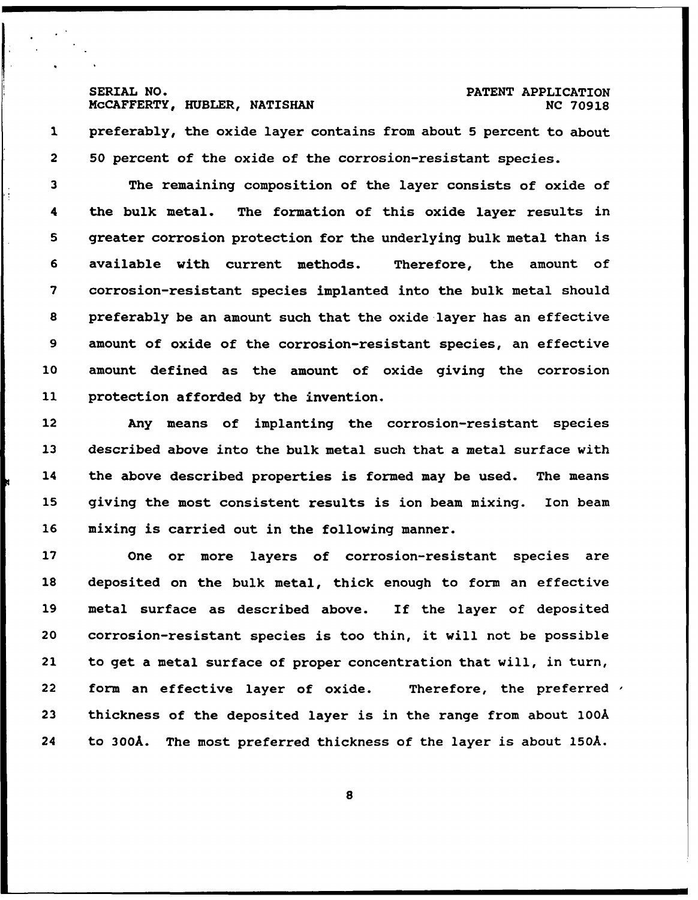preferably, the oxide layer contains from about 5 percent to about 50 percent of the oxide of the corrosion-resistant species.

The remaining composition of the layer consists of oxide of the bulk metal. The formation of this oxide layer results in greater corrosion protection for the underlying bulk metal than is available with current methods. Therefore, the amount of corrosion-resistant species implanted into the bulk metal should preferably be an amount such that the oxide layer has an effective amount of oxide of the corrosion-resistant species, an effective amount defined as the amount of oxide giving the corrosion protection afforded by the invention.

Any means of implanting the corrosion-resistant species described above into the bulk metal such that a metal surface with the above described properties is formed may be used. The means giving the most consistent results is ion beam mixing. Ion beam mixing is carried out in the following manner.

One or more layers of corrosion-resistant species are deposited on the bulk metal, thick enough to form an effective metal surface as described above. If the layer of deposited corrosion-resistant species is too thin, it will not be possible to get a metal surface of proper concentration that will, in turn, form an effective layer of oxide. Therefore, the preferred thickness of the deposited layer is in the range from about 100Å to 300Å. The most preferred thickness of the layer is about 150Å.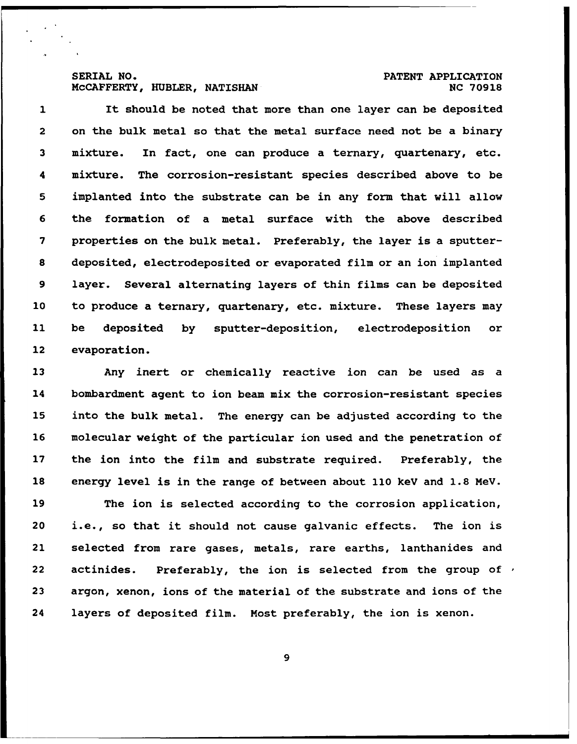It should be noted that more than one layer can be deposited on the bulk metal so that the metal surface need not be a binary mixture. In fact, one can produce a ternary, quartenary, etc. mixture. The corrosion-resistant species described above to be implanted into the substrate can be in any form that will allow the formation of a metal surface with the above described properties on the bulk metal. Preferably, the layer is a sputter-deposited, electrodeposited or evaporated film or an ion implanted layer. Several alternating layers of thin films can be deposited to produce a ternary, quartenary, etc. mixture. These layers may be deposited by sputter-deposition, electrodeposition or evaporation.

Any inert or chemically reactive ion can be used as a bombardment agent to ion beam mix the corrosion-resistant species into the bulk metal. The energy can be adjusted according to the molecular weight of the particular ion used and the penetration of the ion into the film and substrate required. Preferably, the energy level is in the range of between about 110 keV and 1.8 MeV.

The ion is selected according to the corrosion application, i.e., so that it should not cause galvanic effects. The ion is selected from rare gases, metals, rare earths, lanthanides and actinides. Preferably, the ion is selected from the group of argon, xenon, ions of the material of the substrate and ions of the layers of deposited film. Most preferably, the ion is xenon.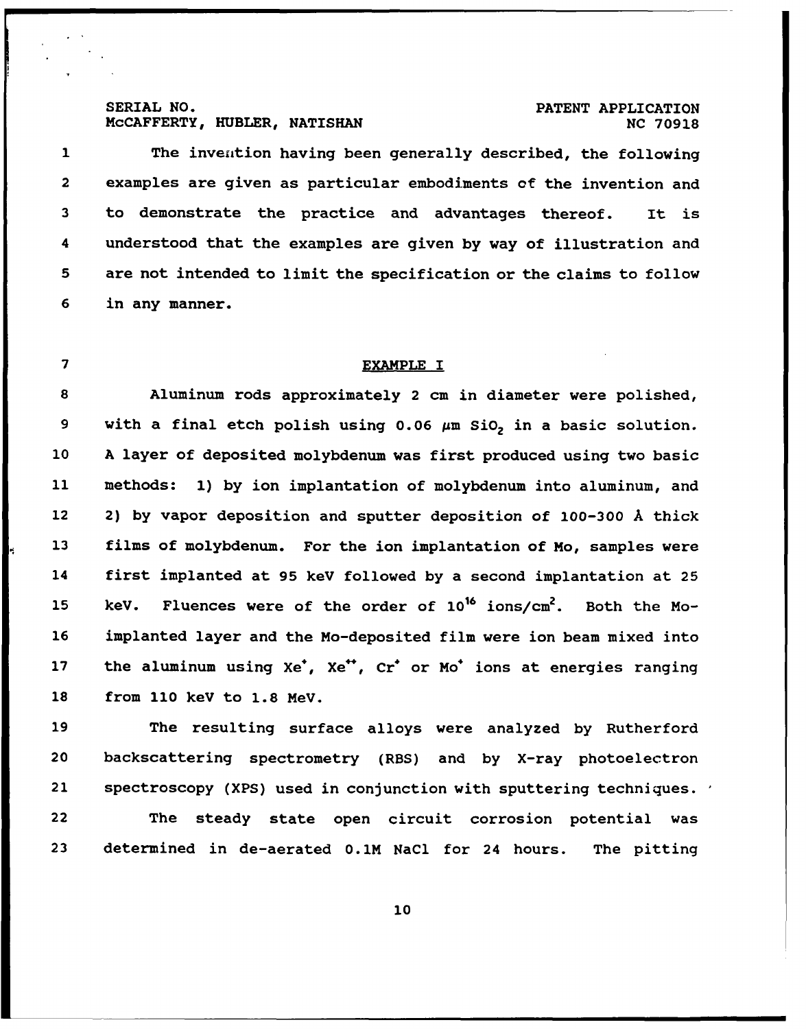The invention having been generally described, the following examples are given as particular embodiments of the invention and to demonstrate the practice and advantages thereof. It is understood that the examples are given by way of illustration and are not intended to limit the specification or the claims to follow in any manner.

## EXAMPLE I

Aluminum rods approximately 2 cm in diameter were polished, with a final etch polish using 0.06 $\mu$m $SiO_2$ in a basic solution. A layer of deposited molybdenum was first produced using two basic methods: 1) by ion implantation of molybdenum into aluminum, and 2) by vapor deposition and sputter deposition of 100-300 Å thick films of molybdenum. For the ion implantation of Mo, samples were first implanted at 95 keV followed by a second implantation at 25 keV. Fluences were of the order of $10^{16}$ ions/$cm^2$. Both the Mo-implanted layer and the Mo-deposited film were ion beam mixed into the aluminum using $Xe^+$, $Xe^{++}$, $Cr^+$ or $Mo^+$ ions at energies ranging from 110 keV to 1.8 MeV.

The resulting surface alloys were analyzed by Rutherford backscattering spectrometry (RBS) and by X-ray photoelectron spectroscopy (XPS) used in conjunction with sputtering techniques.

The steady state open circuit corrosion potential was determined in de-aerated 0.1M NaCl for 24 hours. The pitting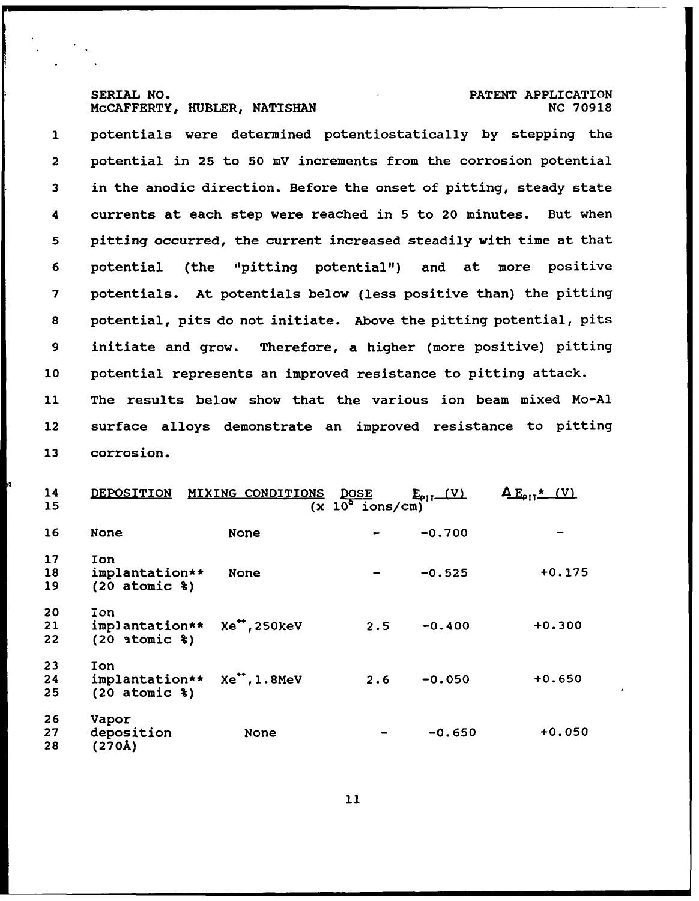potentials were determined potentiostatically by stepping the potential in 25 to 50 mV increments from the corrosion potential in the anodic direction. Before the onset of pitting, steady state currents at each step were reached in 5 to 20 minutes. But when pitting occurred, the current increased steadily with time at that potential (the "pitting potential") and at more positive potentials. At potentials below (less positive than) the pitting potential, pits do not initiate. Above the pitting potential, pits initiate and grow. Therefore, a higher (more positive) pitting potential represents an improved resistance to pitting attack. The results below show that the various ion beam mixed Mo-Al surface alloys demonstrate an improved resistance to pitting corrosion.

| DEPOSITION | MIXING CONDITIONS | DOSE ($\times 10^{6}$ ions/cm) | $E_{PIT}$ (V) | $\Delta E_{PIT}$* (V) |
|---|---|---|---|---|
| None | None | - | -0.700 | - |
| Ion implantation** (20 atomic %) | None | - | -0.525 | +0.175 |
| Ion implantation** (20 atomic %) | $Xe^{++}$, 250keV | 2.5 | -0.400 | +0.300 |
| Ion implantation** (20 atomic %) | $Xe^{++}$, 1.8MeV | 2.6 | -0.050 | +0.650 |
| Vapor deposition (270Å) | None | - | -0.650 | +0.050 |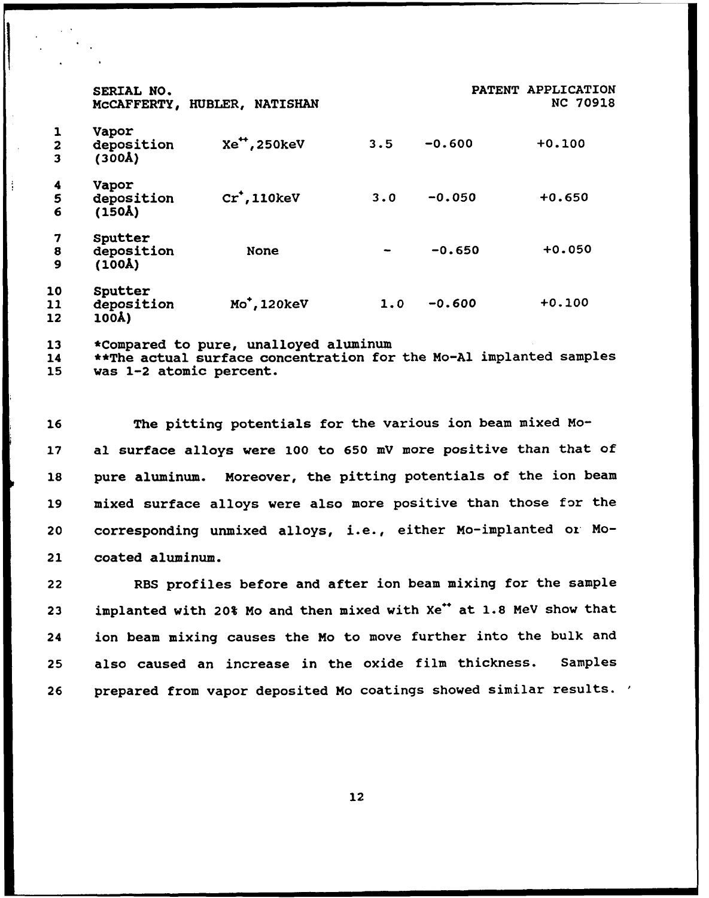| | | | | |
|---|---|---|---|---|
| Vapor deposition (300Å) | $Xe^{++}$, 250keV | 3.5 | -0.600 | +0.100 |
| Vapor deposition (150Å) | $Cr^{+}$, 110keV | 3.0 | -0.050 | +0.650 |
| Sputter deposition (100Å) | None | - | -0.650 | +0.050 |
| Sputter deposition 100Å) | $Mo^{+}$, 120keV | 1.0 | -0.600 | +0.100 |

*Compared to pure, unalloyed aluminum
**The actual surface concentration for the Mo-Al implanted samples was 1-2 atomic percent.

The pitting potentials for the various ion beam mixed Mo-al surface alloys were 100 to 650 mV more positive than that of pure aluminum. Moreover, the pitting potentials of the ion beam mixed surface alloys were also more positive than those for the corresponding unmixed alloys, i.e., either Mo-implanted or Mo-coated aluminum.

RBS profiles before and after ion beam mixing for the sample implanted with 20% Mo and then mixed with $Xe^{++}$ at 1.8 MeV show that ion beam mixing causes the Mo to move further into the bulk and also caused an increase in the oxide film thickness. Samples prepared from vapor deposited Mo coatings showed similar results.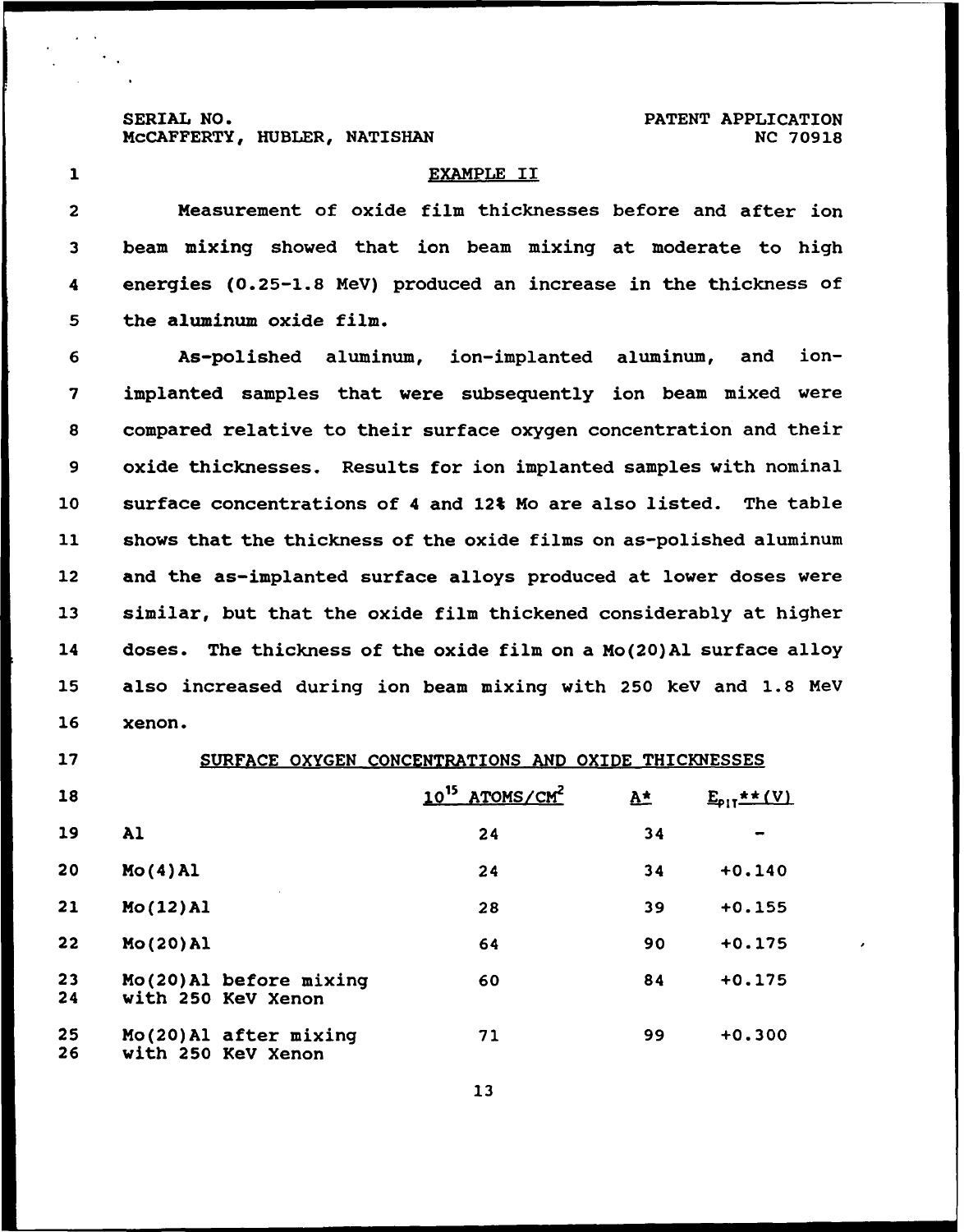## EXAMPLE II

Measurement of oxide film thicknesses before and after ion beam mixing showed that ion beam mixing at moderate to high energies (0.25-1.8 MeV) produced an increase in the thickness of the aluminum oxide film.

As-polished aluminum, ion-implanted aluminum, and ion-implanted samples that were subsequently ion beam mixed were compared relative to their surface oxygen concentration and their oxide thicknesses. Results for ion implanted samples with nominal surface concentrations of 4 and 12% Mo are also listed. The table shows that the thickness of the oxide films on as-polished aluminum and the as-implanted surface alloys produced at lower doses were similar, but that the oxide film thickened considerably at higher doses. The thickness of the oxide film on a Mo(20)Al surface alloy also increased during ion beam mixing with 250 keV and 1.8 MeV xenon.

SURFACE OXYGEN CONCENTRATIONS AND OXIDE THICKNESSES

| | $10^{15}$ ATOMS/$CM^2$ | A* | $E_{PIT}$** (V) |
|---|---|---|---|
| Al | 24 | 34 | - |
| Mo(4)Al | 24 | 34 | +0.140 |
| Mo(12)Al | 28 | 39 | +0.155 |
| Mo(20)Al | 64 | 90 | +0.175 |
| Mo(20)Al before mixing with 250 KeV Xenon | 60 | 84 | +0.175 |
| Mo(20)Al after mixing with 250 KeV Xenon | 71 | 99 | +0.300 |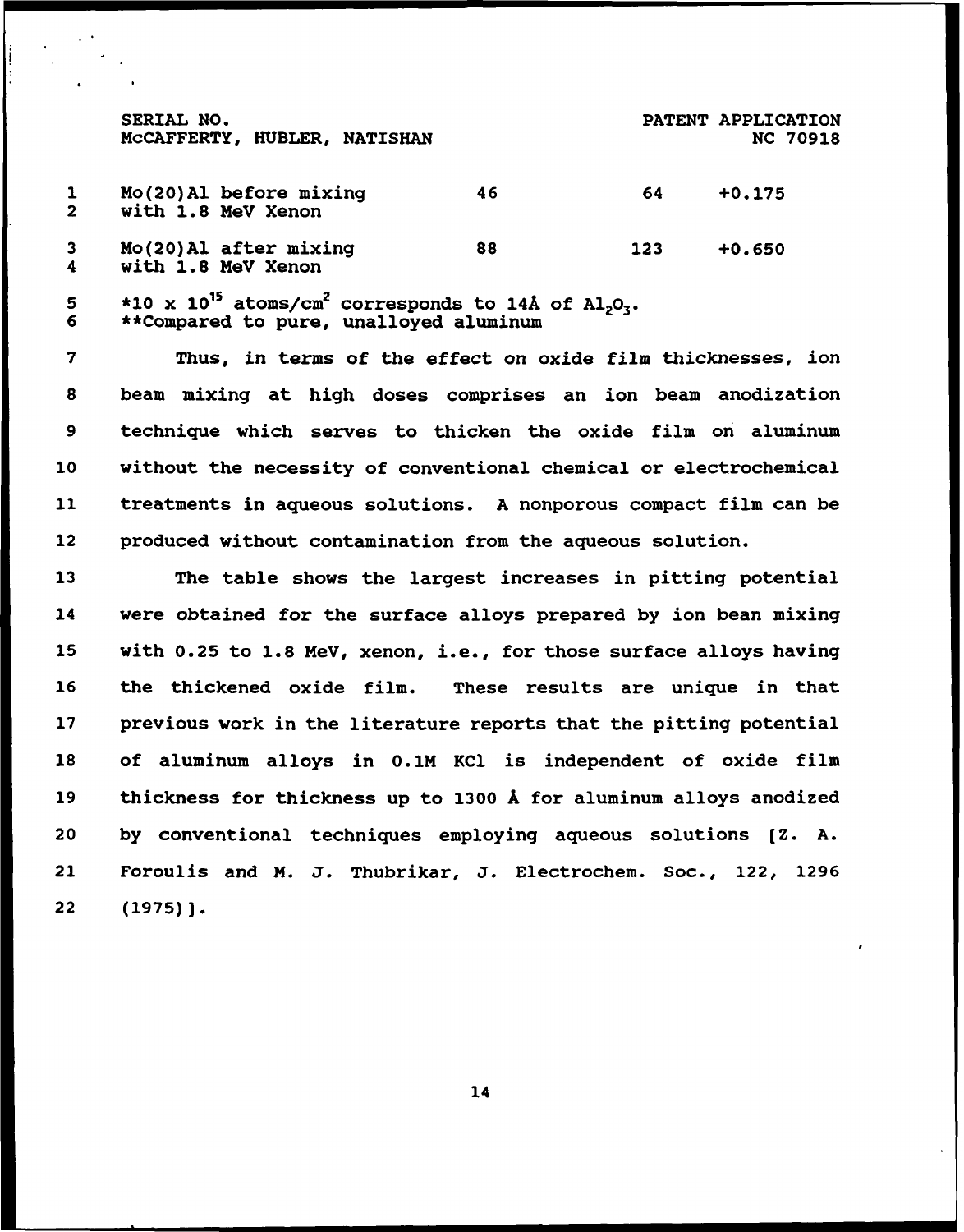| | | | |
|---|---|---|---|
| Mo(20)Al before mixing with 1.8 MeV Xenon | 46 | 64 | +0.175 |
| Mo(20)Al after mixing with 1.8 MeV Xenon | 88 | 123 | +0.650 |

*10 x $10^{15}$ atoms/$cm^2$ corresponds to 14Å of $Al_2O_3$.
**Compared to pure, unalloyed aluminum

Thus, in terms of the effect on oxide film thicknesses, ion beam mixing at high doses comprises an ion beam anodization technique which serves to thicken the oxide film on aluminum without the necessity of conventional chemical or electrochemical treatments in aqueous solutions. A nonporous compact film can be produced without contamination from the aqueous solution.

The table shows the largest increases in pitting potential were obtained for the surface alloys prepared by ion bean mixing with 0.25 to 1.8 MeV, xenon, i.e., for those surface alloys having the thickened oxide film. These results are unique in that previous work in the literature reports that the pitting potential of aluminum alloys in 0.1M KCl is independent of oxide film thickness for thickness up to 1300 Å for aluminum alloys anodized by conventional techniques employing aqueous solutions [Z. A. Foroulis and M. J. Thubrikar, J. Electrochem. Soc., 122, 1296 (1975)].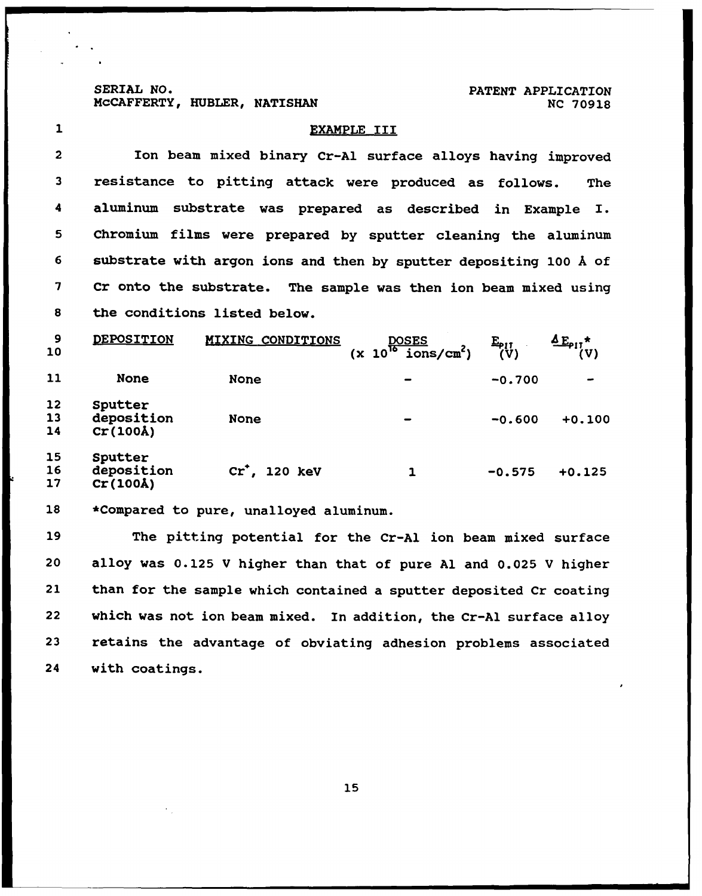## EXAMPLE III

Ion beam mixed binary Cr-Al surface alloys having improved resistance to pitting attack were produced as follows. The aluminum substrate was prepared as described in Example I. Chromium films were prepared by sputter cleaning the aluminum substrate with argon ions and then by sputter depositing 100 Å of Cr onto the substrate. The sample was then ion beam mixed using the conditions listed below.

| DEPOSITION | MIXING CONDITIONS | DOSES ($\times 10^{16}$ ions/cm$^2$) | $E_{PIT}$ (V) | $\Delta E_{PIT}$* (V) |
|---|---|---|---|---|
| None | None | - | -0.700 | - |
| Sputter deposition Cr(100Å) | None | - | -0.600 | +0.100 |
| Sputter deposition Cr(100Å) | $Cr^+$, 120 keV | 1 | -0.575 | +0.125 |

*Compared to pure, unalloyed aluminum.

The pitting potential for the Cr-Al ion beam mixed surface alloy was 0.125 V higher than that of pure Al and 0.025 V higher than for the sample which contained a sputter deposited Cr coating which was not ion beam mixed. In addition, the Cr-Al surface alloy retains the advantage of obviating adhesion problems associated with coatings.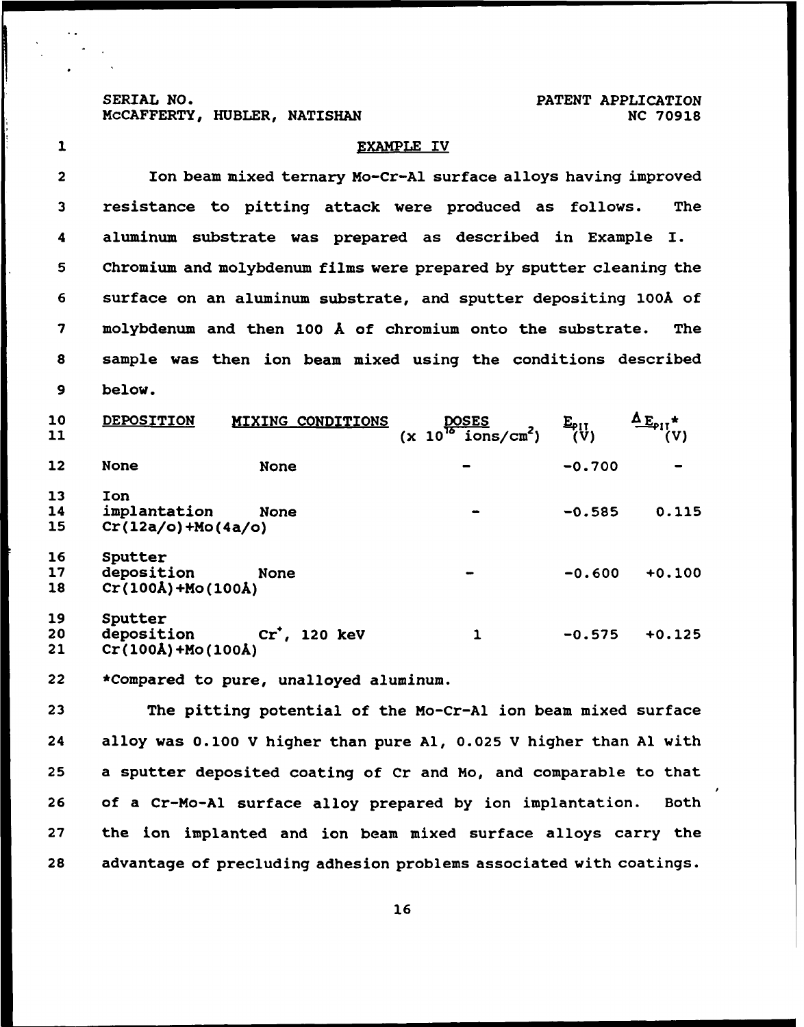## EXAMPLE IV

Ion beam mixed ternary Mo-Cr-Al surface alloys having improved resistance to pitting attack were produced as follows. The aluminum substrate was prepared as described in Example I. Chromium and molybdenum films were prepared by sputter cleaning the surface on an aluminum substrate, and sputter depositing 100Å of molybdenum and then 100 Å of chromium onto the substrate. The sample was then ion beam mixed using the conditions described below.

| DEPOSITION | MIXING CONDITIONS | DOSES ($\times 10^{16}$ ions/cm$^2$) | $E_{PIT}$ (V) | $\Delta E_{PIT}$* (V) |
|---|---|---|---|---|
| None | None | - | -0.700 | - |
| Ion implantation Cr(12a/o)+Mo(4a/o) | None | - | -0.585 | 0.115 |
| Sputter deposition Cr(100Å)+Mo(100Å) | None | - | -0.600 | +0.100 |
| Sputter deposition Cr(100Å)+Mo(100Å) | $Cr^+$, 120 keV | 1 | -0.575 | +0.125 |

*Compared to pure, unalloyed aluminum.

The pitting potential of the Mo-Cr-Al ion beam mixed surface alloy was 0.100 V higher than pure Al, 0.025 V higher than Al with a sputter deposited coating of Cr and Mo, and comparable to that of a Cr-Mo-Al surface alloy prepared by ion implantation. Both the ion implanted and ion beam mixed surface alloys carry the advantage of precluding adhesion problems associated with coatings.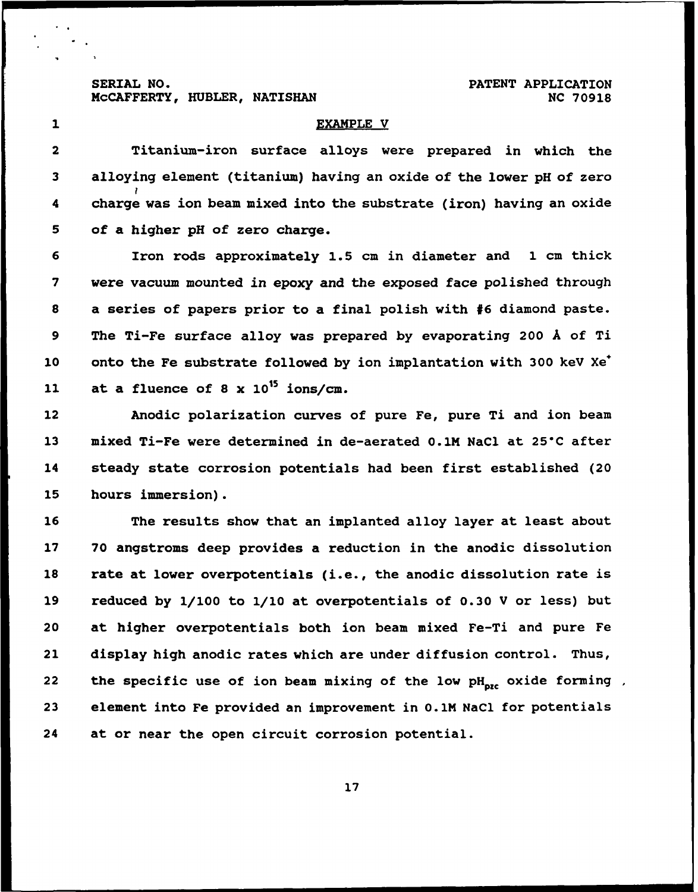## EXAMPLE V

Titanium-iron surface alloys were prepared in which the alloying element (titanium) having an oxide of the lower pH of zero charge was ion beam mixed into the substrate (iron) having an oxide of a higher pH of zero charge.

Iron rods approximately 1.5 cm in diameter and 1 cm thick were vacuum mounted in epoxy and the exposed face polished through a series of papers prior to a final polish with #6 diamond paste. The Ti-Fe surface alloy was prepared by evaporating 200 Å of Ti onto the Fe substrate followed by ion implantation with 300 keV $Xe^+$ at a fluence of $8 \times 10^{15}$ ions/cm.

Anodic polarization curves of pure Fe, pure Ti and ion beam mixed Ti-Fe were determined in de-aerated 0.1M NaCl at 25°C after steady state corrosion potentials had been first established (20 hours immersion).

The results show that an implanted alloy layer at least about 70 angstroms deep provides a reduction in the anodic dissolution rate at lower overpotentials (i.e., the anodic dissolution rate is reduced by 1/100 to 1/10 at overpotentials of 0.30 V or less) but at higher overpotentials both ion beam mixed Fe-Ti and pure Fe display high anodic rates which are under diffusion control. Thus, the specific use of ion beam mixing of the low $pH_{pzc}$ oxide forming element into Fe provided an improvement in 0.1M NaCl for potentials at or near the open circuit corrosion potential.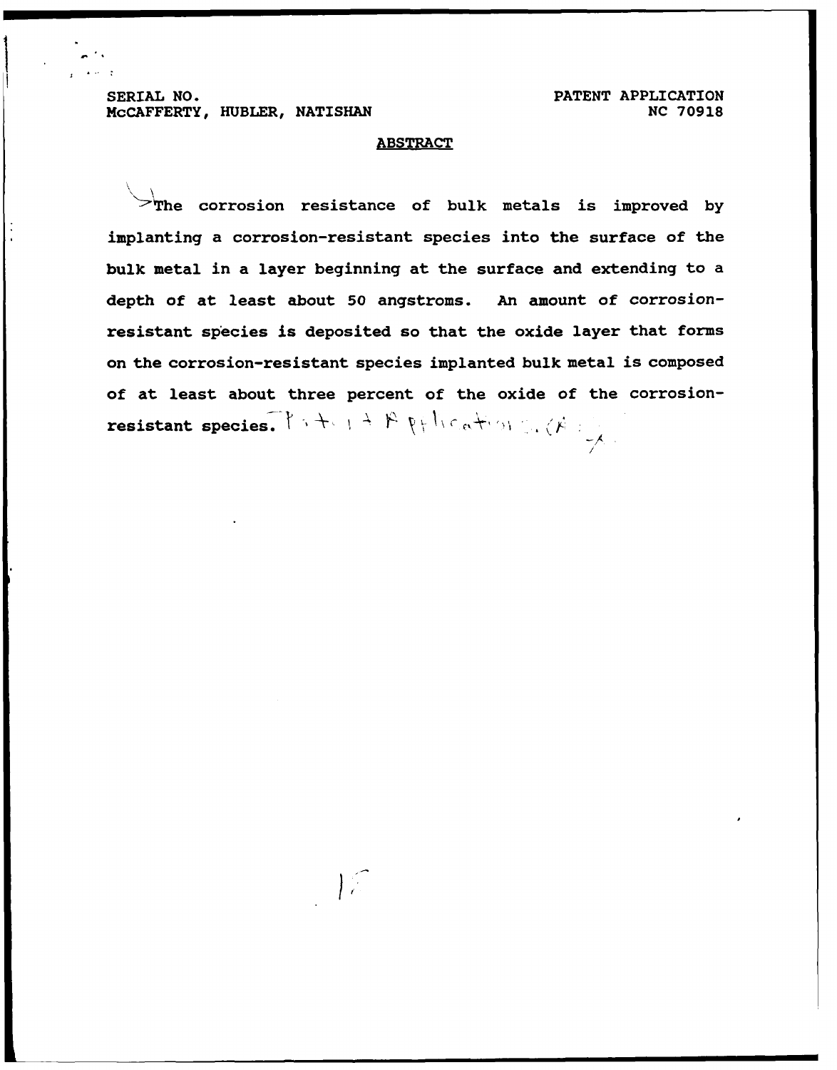SERIAL NO.
McCAFFERTY, HUBLER, NATISHAN

PATENT APPLICATION
NC 70918

## ABSTRACT

The corrosion resistance of bulk metals is improved by implanting a corrosion-resistant species into the surface of the bulk metal in a layer beginning at the surface and extending to a depth of at least about 50 angstroms. An amount of corrosion-resistant species is deposited so that the oxide layer that forms on the corrosion-resistant species implanted bulk metal is composed of at least about three percent of the oxide of the corrosion-resistant species.